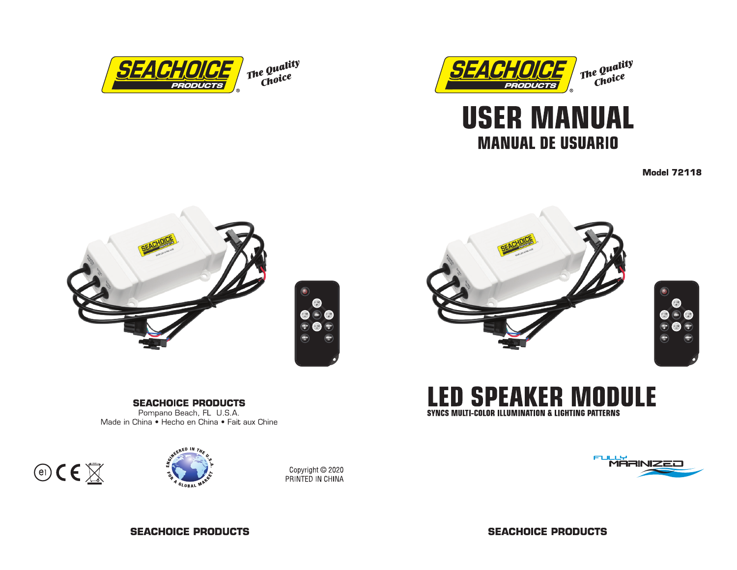SEACHOICE PRODUCTS

*The Quality Choice*

**SEACHOICE PRODUCTS**

Pompano Beach, FL U.S.A.

Made in China • Hecho en China • Fait aux Chine

ENGINEERED IN THE U.S.A. FOR A GLOBAL MARKET

Copyright © 2020
PRINTED IN CHINA

SEACHOICE PRODUCTS

*The Quality Choice*

# USER MANUAL

## MANUAL DE USUARIO

**Model 72118**

# LED SPEAKER MODULE

**SYNCS MULTI-COLOR ILLUMINATION & LIGHTING PATTERNS**

FULLY MARINIZED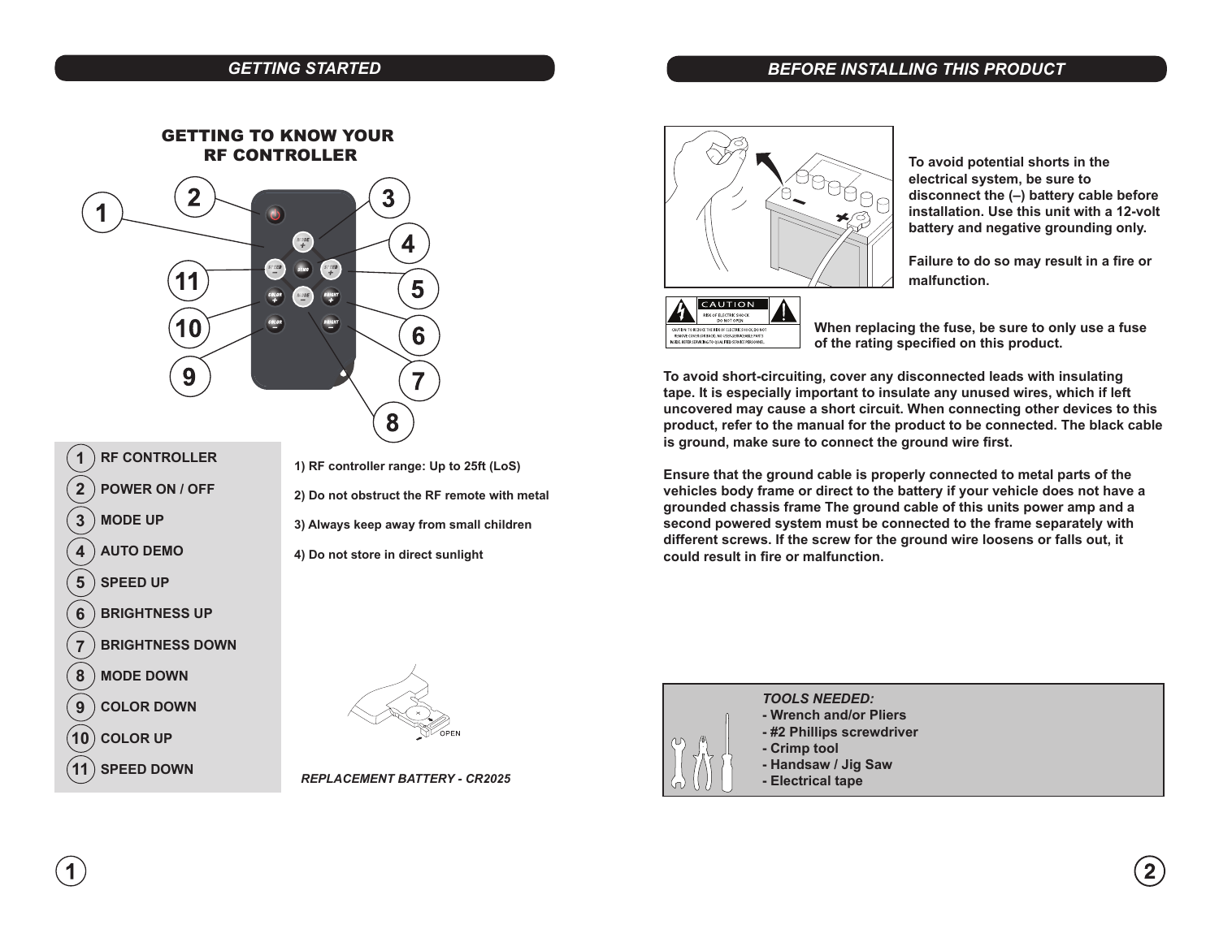## GETTING STARTED

### GETTING TO KNOW YOUR RF CONTROLLER

| # | Function |
|---|---|
| 1 | RF CONTROLLER |
| 2 | POWER ON / OFF |
| 3 | MODE UP |
| 4 | AUTO DEMO |
| 5 | SPEED UP |
| 6 | BRIGHTNESS UP |
| 7 | BRIGHTNESS DOWN |
| 8 | MODE DOWN |
| 9 | COLOR DOWN |
| 10 | COLOR UP |
| 11 | SPEED DOWN |

1) RF controller range: Up to 25ft (LoS)

2) Do not obstruct the RF remote with metal

3) Always keep away from small children

4) Do not store in direct sunlight

*REPLACEMENT BATTERY - CR2025*

## BEFORE INSTALLING THIS PRODUCT

**To avoid potential shorts in the electrical system, be sure to disconnect the (–) battery cable before installation. Use this unit with a 12-volt battery and negative grounding only.**

**Failure to do so may result in a fire or malfunction.**

**When replacing the fuse, be sure to only use a fuse of the rating specified on this product.**

**To avoid short-circuiting, cover any disconnected leads with insulating tape. It is especially important to insulate any unused wires, which if left uncovered may cause a short circuit. When connecting other devices to this product, refer to the manual for the product to be connected. The black cable is ground, make sure to connect the ground wire first.**

**Ensure that the ground cable is properly connected to metal parts of the vehicles body frame or direct to the battery if your vehicle does not have a grounded chassis frame The ground cable of this units power amp and a second powered system must be connected to the frame separately with different screws. If the screw for the ground wire loosens or falls out, it could result in fire or malfunction.**

***TOOLS NEEDED:***

- **Wrench and/or Pliers**
- **#2 Phillips screwdriver**
- **Crimp tool**
- **Handsaw / Jig Saw**
- **Electrical tape**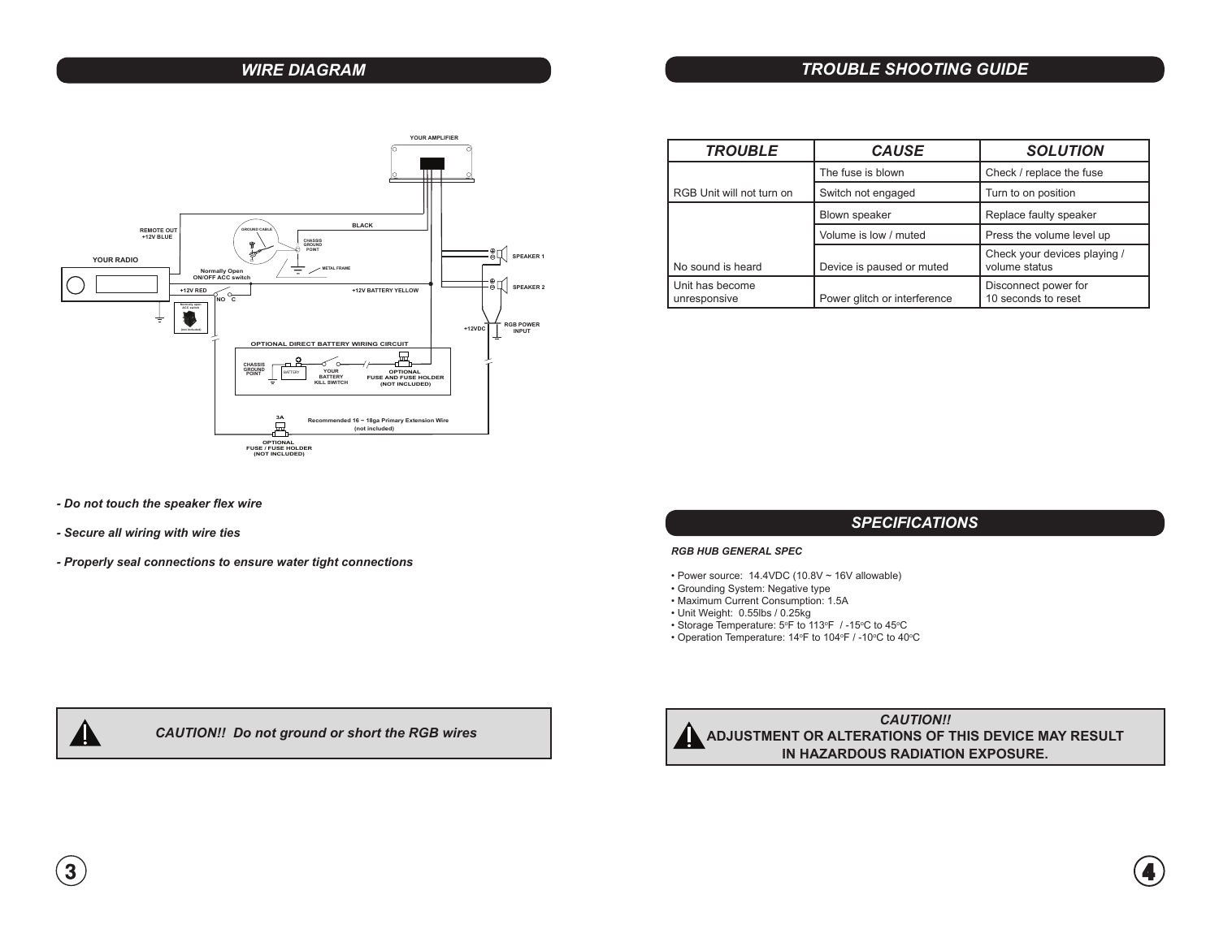## WIRE DIAGRAM

YOUR AMPLIFIER

REMOTE OUT
+12V BLUE

BLACK

GROUND CABLE

CHASSIS
GROUND
POINT

METAL FRAME

YOUR RADIO

Normally Open
ON/OFF ACC switch

+12V RED

NO C

+12V BATTERY YELLOW

SPEAKER 1

SPEAKER 2

+12VDC

RGB POWER
INPUT

OPTIONAL DIRECT BATTERY WIRING CIRCUIT

CHASSIS
GROUND
POINT

BATTERY

YOUR
BATTERY
KILL SWITCH

OPTIONAL
FUSE AND FUSE HOLDER
(NOT INCLUDED)

3A

Recommended 16 ~ 18ga Primary Extension Wire
(not included)

OPTIONAL
FUSE / FUSE HOLDER
(NOT INCLUDED)

*- Do not touch the speaker flex wire*

*- Secure all wiring with wire ties*

*- Properly seal connections to ensure water tight connections*

***CAUTION!! Do not ground or short the RGB wires***

## TROUBLE SHOOTING GUIDE

| TROUBLE | CAUSE | SOLUTION |
|---|---|---|
| RGB Unit will not turn on | The fuse is blown | Check / replace the fuse |
| | Switch not engaged | Turn to on position |
| No sound is heard | Blown speaker | Replace faulty speaker |
| | Volume is low / muted | Press the volume level up |
| | Device is paused or muted | Check your devices playing / volume status |
| Unit has become unresponsive | Power glitch or interference | Disconnect power for 10 seconds to reset |

## SPECIFICATIONS

***RGB HUB GENERAL SPEC***

- Power source: 14.4VDC (10.8V ~ 16V allowable)
- Grounding System: Negative type
- Maximum Current Consumption: 1.5A
- Unit Weight: 0.55lbs / 0.25kg
- Storage Temperature: 5°F to 113°F / -15°C to 45°C
- Operation Temperature: 14°F to 104°F / -10°C to 40°C

***CAUTION!!***
**ADJUSTMENT OR ALTERATIONS OF THIS DEVICE MAY RESULT IN HAZARDOUS RADIATION EXPOSURE.**